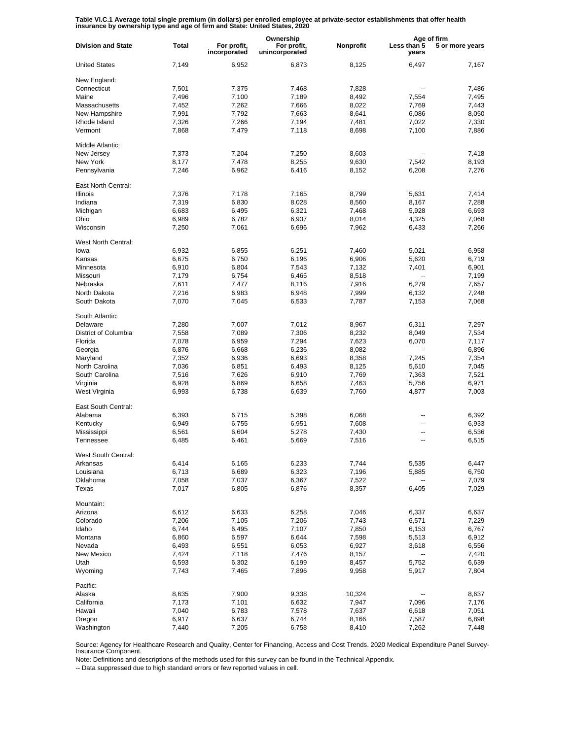**Table VI.C.1 Average total single premium (in dollars) per enrolled employee at private-sector establishments that offer health insurance by ownership type and age of firm and State: United States, 2020**

| Division and State | Total | Ownership | | | Age of firm | |
|---|---|---|---|---|---|---|
| | | For profit, incorporated | For profit, unincorporated | Nonprofit | Less than 5 years | 5 or more years |
| United States | 7,149 | 6,952 | 6,873 | 8,125 | 6,497 | 7,167 |
| New England: | | | | | | |
| Connecticut | 7,501 | 7,375 | 7,468 | 7,828 | -- | 7,486 |
| Maine | 7,496 | 7,100 | 7,189 | 8,492 | 7,554 | 7,495 |
| Massachusetts | 7,452 | 7,262 | 7,666 | 8,022 | 7,769 | 7,443 |
| New Hampshire | 7,991 | 7,792 | 7,663 | 8,641 | 6,086 | 8,050 |
| Rhode Island | 7,326 | 7,266 | 7,194 | 7,481 | 7,022 | 7,330 |
| Vermont | 7,868 | 7,479 | 7,118 | 8,698 | 7,100 | 7,886 |
| Middle Atlantic: | | | | | | |
| New Jersey | 7,373 | 7,204 | 7,250 | 8,603 | -- | 7,418 |
| New York | 8,177 | 7,478 | 8,255 | 9,630 | 7,542 | 8,193 |
| Pennsylvania | 7,246 | 6,962 | 6,416 | 8,152 | 6,208 | 7,276 |
| East North Central: | | | | | | |
| Illinois | 7,376 | 7,178 | 7,165 | 8,799 | 5,631 | 7,414 |
| Indiana | 7,319 | 6,830 | 8,028 | 8,560 | 8,167 | 7,288 |
| Michigan | 6,683 | 6,495 | 6,321 | 7,468 | 5,928 | 6,693 |
| Ohio | 6,989 | 6,782 | 6,937 | 8,014 | 4,325 | 7,068 |
| Wisconsin | 7,250 | 7,061 | 6,696 | 7,962 | 6,433 | 7,266 |
| West North Central: | | | | | | |
| Iowa | 6,932 | 6,855 | 6,251 | 7,460 | 5,021 | 6,958 |
| Kansas | 6,675 | 6,750 | 6,196 | 6,906 | 5,620 | 6,719 |
| Minnesota | 6,910 | 6,804 | 7,543 | 7,132 | 7,401 | 6,901 |
| Missouri | 7,179 | 6,754 | 6,465 | 8,518 | -- | 7,199 |
| Nebraska | 7,611 | 7,477 | 8,116 | 7,916 | 6,279 | 7,657 |
| North Dakota | 7,216 | 6,983 | 6,948 | 7,999 | 6,132 | 7,248 |
| South Dakota | 7,070 | 7,045 | 6,533 | 7,787 | 7,153 | 7,068 |
| South Atlantic: | | | | | | |
| Delaware | 7,280 | 7,007 | 7,012 | 8,967 | 6,311 | 7,297 |
| District of Columbia | 7,558 | 7,089 | 7,306 | 8,232 | 8,049 | 7,534 |
| Florida | 7,078 | 6,959 | 7,294 | 7,623 | 6,070 | 7,117 |
| Georgia | 6,876 | 6,668 | 6,236 | 8,082 | -- | 6,896 |
| Maryland | 7,352 | 6,936 | 6,693 | 8,358 | 7,245 | 7,354 |
| North Carolina | 7,036 | 6,851 | 6,493 | 8,125 | 5,610 | 7,045 |
| South Carolina | 7,516 | 7,626 | 6,910 | 7,769 | 7,363 | 7,521 |
| Virginia | 6,928 | 6,869 | 6,658 | 7,463 | 5,756 | 6,971 |
| West Virginia | 6,993 | 6,738 | 6,639 | 7,760 | 4,877 | 7,003 |
| East South Central: | | | | | | |
| Alabama | 6,393 | 6,715 | 5,398 | 6,068 | -- | 6,392 |
| Kentucky | 6,949 | 6,755 | 6,951 | 7,608 | -- | 6,933 |
| Mississippi | 6,561 | 6,604 | 5,278 | 7,430 | -- | 6,536 |
| Tennessee | 6,485 | 6,461 | 5,669 | 7,516 | -- | 6,515 |
| West South Central: | | | | | | |
| Arkansas | 6,414 | 6,165 | 6,233 | 7,744 | 5,535 | 6,447 |
| Louisiana | 6,713 | 6,689 | 6,323 | 7,196 | 5,885 | 6,750 |
| Oklahoma | 7,058 | 7,037 | 6,367 | 7,522 | -- | 7,079 |
| Texas | 7,017 | 6,805 | 6,876 | 8,357 | 6,405 | 7,029 |
| Mountain: | | | | | | |
| Arizona | 6,612 | 6,633 | 6,258 | 7,046 | 6,337 | 6,637 |
| Colorado | 7,206 | 7,105 | 7,206 | 7,743 | 6,571 | 7,229 |
| Idaho | 6,744 | 6,495 | 7,107 | 7,850 | 6,153 | 6,767 |
| Montana | 6,860 | 6,597 | 6,644 | 7,598 | 5,513 | 6,912 |
| Nevada | 6,493 | 6,551 | 6,053 | 6,927 | 3,618 | 6,556 |
| New Mexico | 7,424 | 7,118 | 7,476 | 8,157 | -- | 7,420 |
| Utah | 6,593 | 6,302 | 6,199 | 8,457 | 5,752 | 6,639 |
| Wyoming | 7,743 | 7,465 | 7,896 | 9,958 | 5,917 | 7,804 |
| Pacific: | | | | | | |
| Alaska | 8,635 | 7,900 | 9,338 | 10,324 | -- | 8,637 |
| California | 7,173 | 7,101 | 6,632 | 7,947 | 7,096 | 7,176 |
| Hawaii | 7,040 | 6,783 | 7,578 | 7,637 | 6,618 | 7,051 |
| Oregon | 6,917 | 6,637 | 6,744 | 8,166 | 7,587 | 6,898 |
| Washington | 7,440 | 7,205 | 6,758 | 8,410 | 7,262 | 7,448 |

Source: Agency for Healthcare Research and Quality, Center for Financing, Access and Cost Trends. 2020 Medical Expenditure Panel Survey-Insurance Component.

Note: Definitions and descriptions of the methods used for this survey can be found in the Technical Appendix.

-- Data suppressed due to high standard errors or few reported values in cell.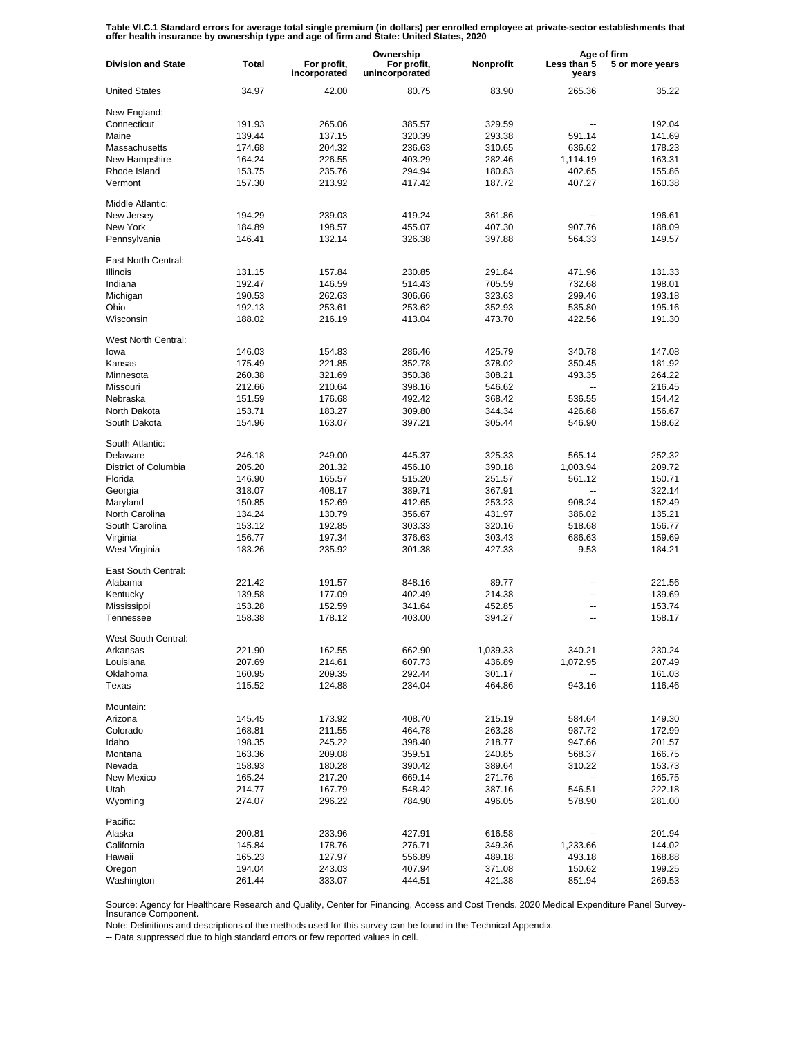**Table VI.C.1 Standard errors for average total single premium (in dollars) per enrolled employee at private-sector establishments that offer health insurance by ownership type and age of firm and State: United States, 2020**

| Division and State | Total | Ownership | | | Age of firm | |
|---|---|---|---|---|---|---|
| | | For profit, incorporated | For profit, unincorporated | Nonprofit | Less than 5 years | 5 or more years |
| United States | 34.97 | 42.00 | 80.75 | 83.90 | 265.36 | 35.22 |
| New England: | | | | | | |
| Connecticut | 191.93 | 265.06 | 385.57 | 329.59 | -- | 192.04 |
| Maine | 139.44 | 137.15 | 320.39 | 293.38 | 591.14 | 141.69 |
| Massachusetts | 174.68 | 204.32 | 236.63 | 310.65 | 636.62 | 178.23 |
| New Hampshire | 164.24 | 226.55 | 403.29 | 282.46 | 1,114.19 | 163.31 |
| Rhode Island | 153.75 | 235.76 | 294.94 | 180.83 | 402.65 | 155.86 |
| Vermont | 157.30 | 213.92 | 417.42 | 187.72 | 407.27 | 160.38 |
| Middle Atlantic: | | | | | | |
| New Jersey | 194.29 | 239.03 | 419.24 | 361.86 | -- | 196.61 |
| New York | 184.89 | 198.57 | 455.07 | 407.30 | 907.76 | 188.09 |
| Pennsylvania | 146.41 | 132.14 | 326.38 | 397.88 | 564.33 | 149.57 |
| East North Central: | | | | | | |
| Illinois | 131.15 | 157.84 | 230.85 | 291.84 | 471.96 | 131.33 |
| Indiana | 192.47 | 146.59 | 514.43 | 705.59 | 732.68 | 198.01 |
| Michigan | 190.53 | 262.63 | 306.66 | 323.63 | 299.46 | 193.18 |
| Ohio | 192.13 | 253.61 | 253.62 | 352.93 | 535.80 | 195.16 |
| Wisconsin | 188.02 | 216.19 | 413.04 | 473.70 | 422.56 | 191.30 |
| West North Central: | | | | | | |
| Iowa | 146.03 | 154.83 | 286.46 | 425.79 | 340.78 | 147.08 |
| Kansas | 175.49 | 221.85 | 352.78 | 378.02 | 350.45 | 181.92 |
| Minnesota | 260.38 | 321.69 | 350.38 | 308.21 | 493.35 | 264.22 |
| Missouri | 212.66 | 210.64 | 398.16 | 546.62 | -- | 216.45 |
| Nebraska | 151.59 | 176.68 | 492.42 | 368.42 | 536.55 | 154.42 |
| North Dakota | 153.71 | 183.27 | 309.80 | 344.34 | 426.68 | 156.67 |
| South Dakota | 154.96 | 163.07 | 397.21 | 305.44 | 546.90 | 158.62 |
| South Atlantic: | | | | | | |
| Delaware | 246.18 | 249.00 | 445.37 | 325.33 | 565.14 | 252.32 |
| District of Columbia | 205.20 | 201.32 | 456.10 | 390.18 | 1,003.94 | 209.72 |
| Florida | 146.90 | 165.57 | 515.20 | 251.57 | 561.12 | 150.71 |
| Georgia | 318.07 | 408.17 | 389.71 | 367.91 | -- | 322.14 |
| Maryland | 150.85 | 152.69 | 412.65 | 253.23 | 908.24 | 152.49 |
| North Carolina | 134.24 | 130.79 | 356.67 | 431.97 | 386.02 | 135.21 |
| South Carolina | 153.12 | 192.85 | 303.33 | 320.16 | 518.68 | 156.77 |
| Virginia | 156.77 | 197.34 | 376.63 | 303.43 | 686.63 | 159.69 |
| West Virginia | 183.26 | 235.92 | 301.38 | 427.33 | 9.53 | 184.21 |
| East South Central: | | | | | | |
| Alabama | 221.42 | 191.57 | 848.16 | 89.77 | -- | 221.56 |
| Kentucky | 139.58 | 177.09 | 402.49 | 214.38 | -- | 139.69 |
| Mississippi | 153.28 | 152.59 | 341.64 | 452.85 | -- | 153.74 |
| Tennessee | 158.38 | 178.12 | 403.00 | 394.27 | -- | 158.17 |
| West South Central: | | | | | | |
| Arkansas | 221.90 | 162.55 | 662.90 | 1,039.33 | 340.21 | 230.24 |
| Louisiana | 207.69 | 214.61 | 607.73 | 436.89 | 1,072.95 | 207.49 |
| Oklahoma | 160.95 | 209.35 | 292.44 | 301.17 | -- | 161.03 |
| Texas | 115.52 | 124.88 | 234.04 | 464.86 | 943.16 | 116.46 |
| Mountain: | | | | | | |
| Arizona | 145.45 | 173.92 | 408.70 | 215.19 | 584.64 | 149.30 |
| Colorado | 168.81 | 211.55 | 464.78 | 263.28 | 987.72 | 172.99 |
| Idaho | 198.35 | 245.22 | 398.40 | 218.77 | 947.66 | 201.57 |
| Montana | 163.36 | 209.08 | 359.51 | 240.85 | 568.37 | 166.75 |
| Nevada | 158.93 | 180.28 | 390.42 | 389.64 | 310.22 | 153.73 |
| New Mexico | 165.24 | 217.20 | 669.14 | 271.76 | -- | 165.75 |
| Utah | 214.77 | 167.79 | 548.42 | 387.16 | 546.51 | 222.18 |
| Wyoming | 274.07 | 296.22 | 784.90 | 496.05 | 578.90 | 281.00 |
| Pacific: | | | | | | |
| Alaska | 200.81 | 233.96 | 427.91 | 616.58 | -- | 201.94 |
| California | 145.84 | 178.76 | 276.71 | 349.36 | 1,233.66 | 144.02 |
| Hawaii | 165.23 | 127.97 | 556.89 | 489.18 | 493.18 | 168.88 |
| Oregon | 194.04 | 243.03 | 407.94 | 371.08 | 150.62 | 199.25 |
| Washington | 261.44 | 333.07 | 444.51 | 421.38 | 851.94 | 269.53 |

Source: Agency for Healthcare Research and Quality, Center for Financing, Access and Cost Trends. 2020 Medical Expenditure Panel Survey-Insurance Component.

Note: Definitions and descriptions of the methods used for this survey can be found in the Technical Appendix.

-- Data suppressed due to high standard errors or few reported values in cell.